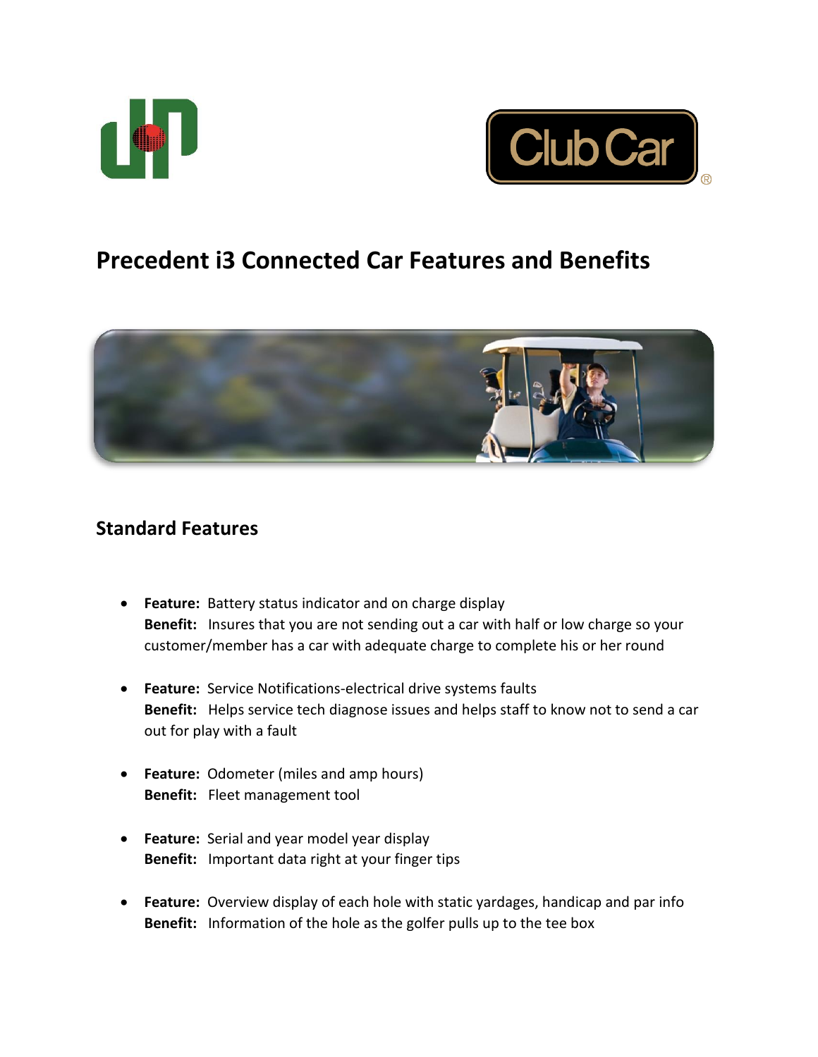# Precedent i3 Connected Car Features and Benefits

## Standard Features

- **Feature:** Battery status indicator and on charge display
  **Benefit:** Insures that you are not sending out a car with half or low charge so your customer/member has a car with adequate charge to complete his or her round

- **Feature:** Service Notifications-electrical drive systems faults
  **Benefit:** Helps service tech diagnose issues and helps staff to know not to send a car out for play with a fault

- **Feature:** Odometer (miles and amp hours)
  **Benefit:** Fleet management tool

- **Feature:** Serial and year model year display
  **Benefit:** Important data right at your finger tips

- **Feature:** Overview display of each hole with static yardages, handicap and par info
  **Benefit:** Information of the hole as the golfer pulls up to the tee box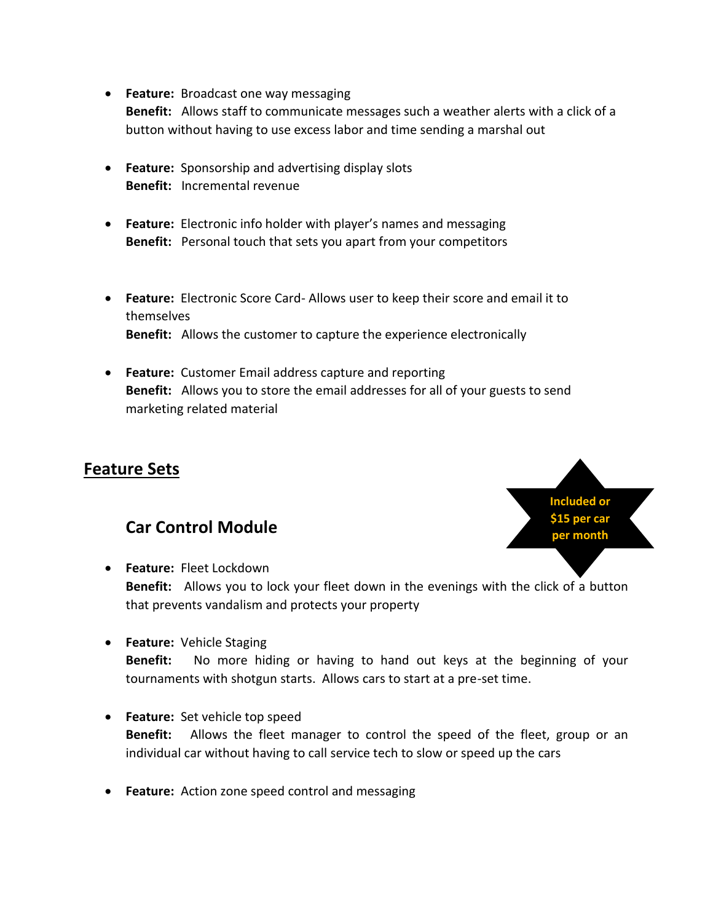- **Feature:** Broadcast one way messaging
  **Benefit:** Allows staff to communicate messages such a weather alerts with a click of a button without having to use excess labor and time sending a marshal out

- **Feature:** Sponsorship and advertising display slots
  **Benefit:** Incremental revenue

- **Feature:** Electronic info holder with player's names and messaging
  **Benefit:** Personal touch that sets you apart from your competitors

- **Feature:** Electronic Score Card- Allows user to keep their score and email it to themselves
  **Benefit:** Allows the customer to capture the experience electronically

- **Feature:** Customer Email address capture and reporting
  **Benefit:** Allows you to store the email addresses for all of your guests to send marketing related material

## Feature Sets

### Car Control Module

**Included or $15 per car per month**

- **Feature:** Fleet Lockdown
  **Benefit:** Allows you to lock your fleet down in the evenings with the click of a button that prevents vandalism and protects your property

- **Feature:** Vehicle Staging
  **Benefit:** No more hiding or having to hand out keys at the beginning of your tournaments with shotgun starts. Allows cars to start at a pre-set time.

- **Feature:** Set vehicle top speed
  **Benefit:** Allows the fleet manager to control the speed of the fleet, group or an individual car without having to call service tech to slow or speed up the cars

- **Feature:** Action zone speed control and messaging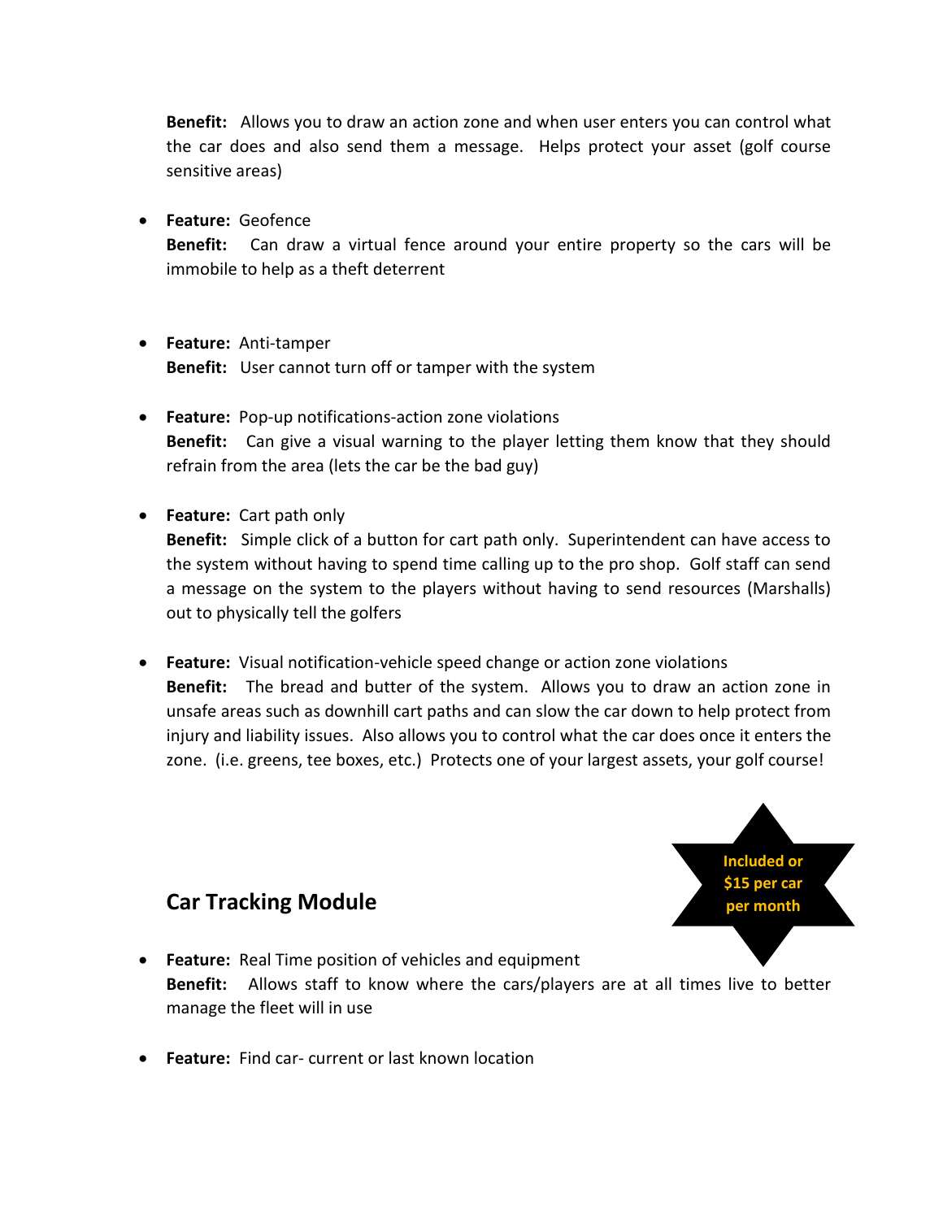**Benefit:** Allows you to draw an action zone and when user enters you can control what the car does and also send them a message. Helps protect your asset (golf course sensitive areas)

- **Feature:** Geofence
  **Benefit:** Can draw a virtual fence around your entire property so the cars will be immobile to help as a theft deterrent

- **Feature:** Anti-tamper
  **Benefit:** User cannot turn off or tamper with the system

- **Feature:** Pop-up notifications-action zone violations
  **Benefit:** Can give a visual warning to the player letting them know that they should refrain from the area (lets the car be the bad guy)

- **Feature:** Cart path only
  **Benefit:** Simple click of a button for cart path only. Superintendent can have access to the system without having to spend time calling up to the pro shop. Golf staff can send a message on the system to the players without having to send resources (Marshalls) out to physically tell the golfers

- **Feature:** Visual notification-vehicle speed change or action zone violations
  **Benefit:** The bread and butter of the system. Allows you to draw an action zone in unsafe areas such as downhill cart paths and can slow the car down to help protect from injury and liability issues. Also allows you to control what the car does once it enters the zone. (i.e. greens, tee boxes, etc.) Protects one of your largest assets, your golf course!

## Car Tracking Module

**Included or $15 per car per month**

- **Feature:** Real Time position of vehicles and equipment
  **Benefit:** Allows staff to know where the cars/players are at all times live to better manage the fleet will in use

- **Feature:** Find car- current or last known location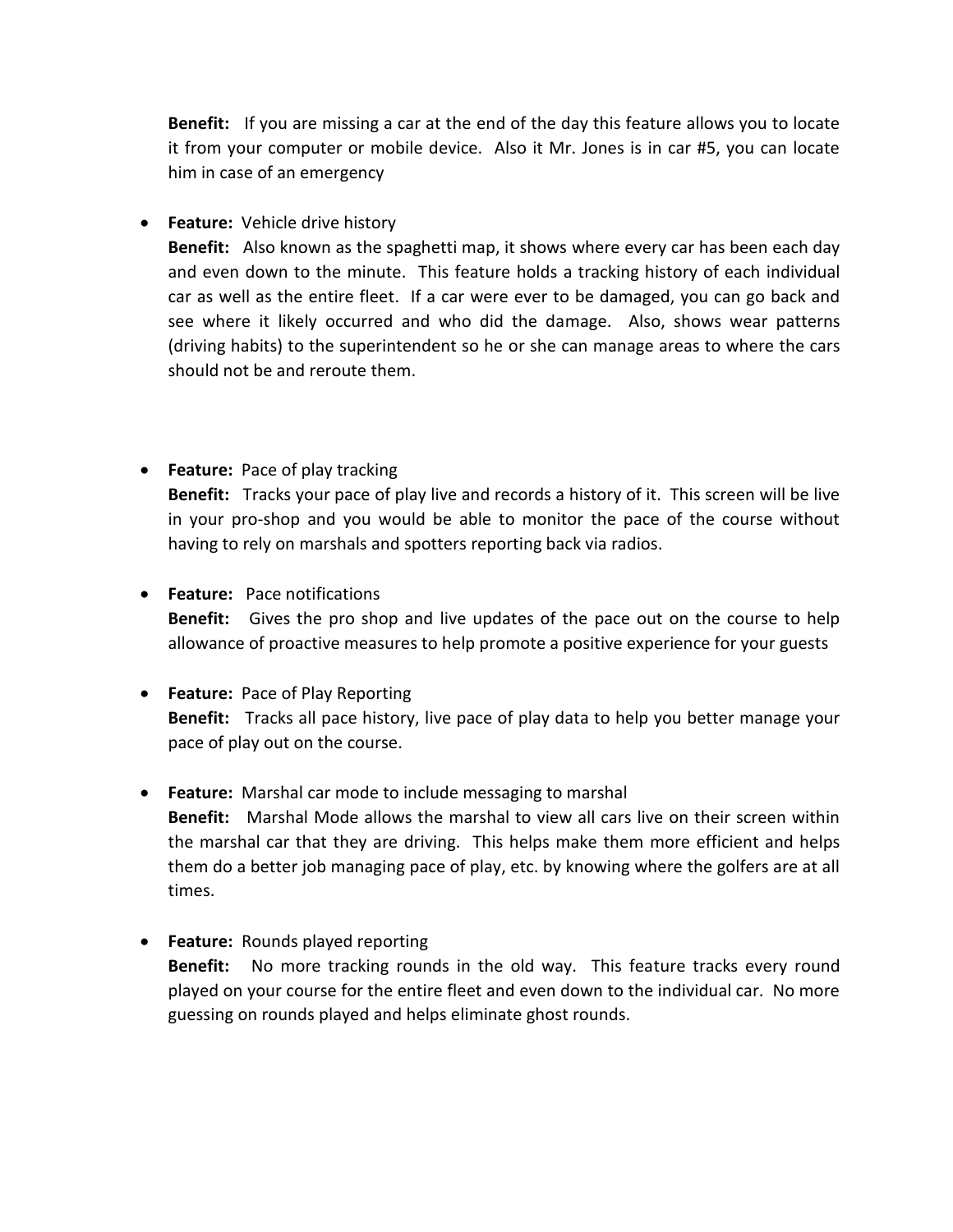**Benefit:** If you are missing a car at the end of the day this feature allows you to locate it from your computer or mobile device. Also it Mr. Jones is in car #5, you can locate him in case of an emergency

- **Feature:** Vehicle drive history
  **Benefit:** Also known as the spaghetti map, it shows where every car has been each day and even down to the minute. This feature holds a tracking history of each individual car as well as the entire fleet. If a car were ever to be damaged, you can go back and see where it likely occurred and who did the damage. Also, shows wear patterns (driving habits) to the superintendent so he or she can manage areas to where the cars should not be and reroute them.

- **Feature:** Pace of play tracking
  **Benefit:** Tracks your pace of play live and records a history of it. This screen will be live in your pro-shop and you would be able to monitor the pace of the course without having to rely on marshals and spotters reporting back via radios.

- **Feature:** Pace notifications
  **Benefit:** Gives the pro shop and live updates of the pace out on the course to help allowance of proactive measures to help promote a positive experience for your guests

- **Feature:** Pace of Play Reporting
  **Benefit:** Tracks all pace history, live pace of play data to help you better manage your pace of play out on the course.

- **Feature:** Marshal car mode to include messaging to marshal
  **Benefit:** Marshal Mode allows the marshal to view all cars live on their screen within the marshal car that they are driving. This helps make them more efficient and helps them do a better job managing pace of play, etc. by knowing where the golfers are at all times.

- **Feature:** Rounds played reporting
  **Benefit:** No more tracking rounds in the old way. This feature tracks every round played on your course for the entire fleet and even down to the individual car. No more guessing on rounds played and helps eliminate ghost rounds.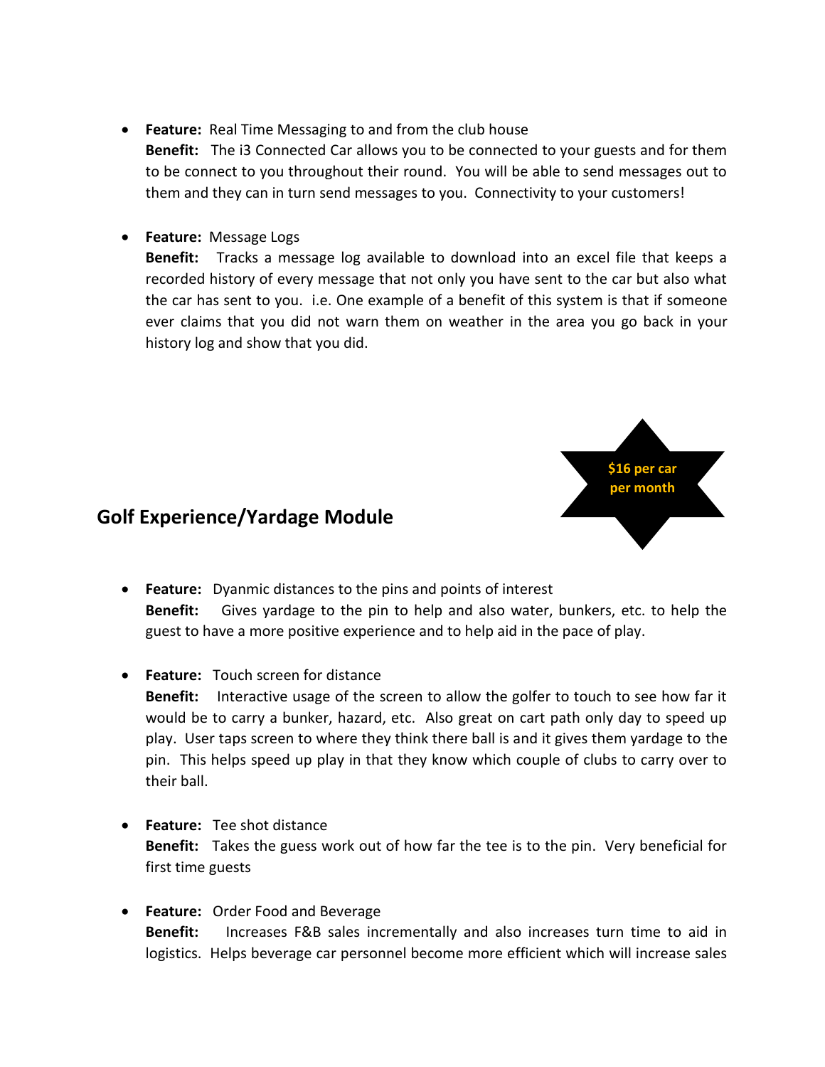- **Feature:** Real Time Messaging to and from the club house
  **Benefit:** The i3 Connected Car allows you to be connected to your guests and for them to be connect to you throughout their round. You will be able to send messages out to them and they can in turn send messages to you. Connectivity to your customers!

- **Feature:** Message Logs
  **Benefit:** Tracks a message log available to download into an excel file that keeps a recorded history of every message that not only you have sent to the car but also what the car has sent to you. i.e. One example of a benefit of this system is that if someone ever claims that you did not warn them on weather in the area you go back in your history log and show that you did.

**$16 per car per month**

## Golf Experience/Yardage Module

- **Feature:** Dyanmic distances to the pins and points of interest
  **Benefit:** Gives yardage to the pin to help and also water, bunkers, etc. to help the guest to have a more positive experience and to help aid in the pace of play.

- **Feature:** Touch screen for distance
  **Benefit:** Interactive usage of the screen to allow the golfer to touch to see how far it would be to carry a bunker, hazard, etc. Also great on cart path only day to speed up play. User taps screen to where they think there ball is and it gives them yardage to the pin. This helps speed up play in that they know which couple of clubs to carry over to their ball.

- **Feature:** Tee shot distance
  **Benefit:** Takes the guess work out of how far the tee is to the pin. Very beneficial for first time guests

- **Feature:** Order Food and Beverage
  **Benefit:** Increases F&B sales incrementally and also increases turn time to aid in logistics. Helps beverage car personnel become more efficient which will increase sales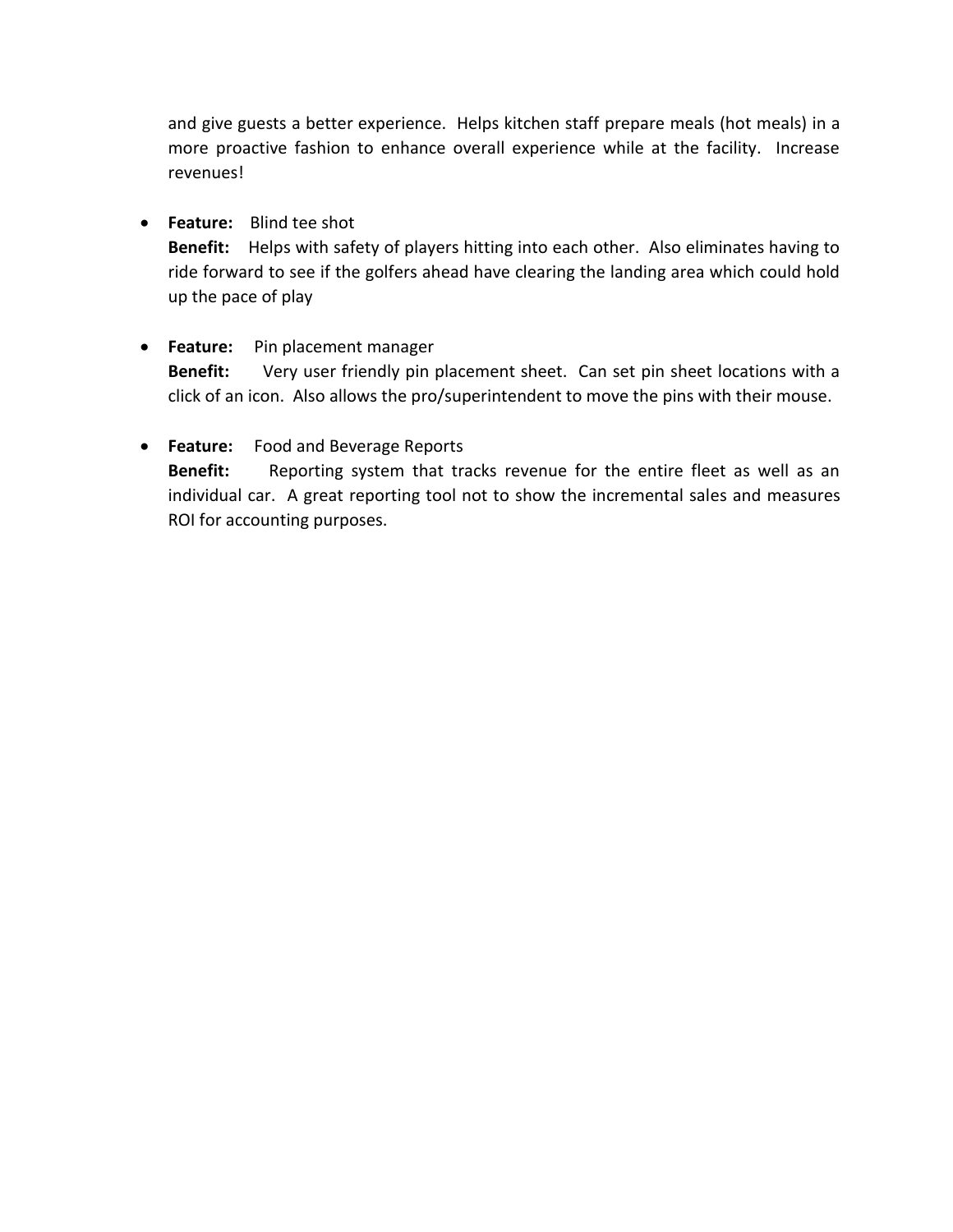and give guests a better experience. Helps kitchen staff prepare meals (hot meals) in a more proactive fashion to enhance overall experience while at the facility. Increase revenues!

- **Feature:** Blind tee shot
  **Benefit:** Helps with safety of players hitting into each other. Also eliminates having to ride forward to see if the golfers ahead have clearing the landing area which could hold up the pace of play

- **Feature:** Pin placement manager
  **Benefit:** Very user friendly pin placement sheet. Can set pin sheet locations with a click of an icon. Also allows the pro/superintendent to move the pins with their mouse.

- **Feature:** Food and Beverage Reports
  **Benefit:** Reporting system that tracks revenue for the entire fleet as well as an individual car. A great reporting tool not to show the incremental sales and measures ROI for accounting purposes.